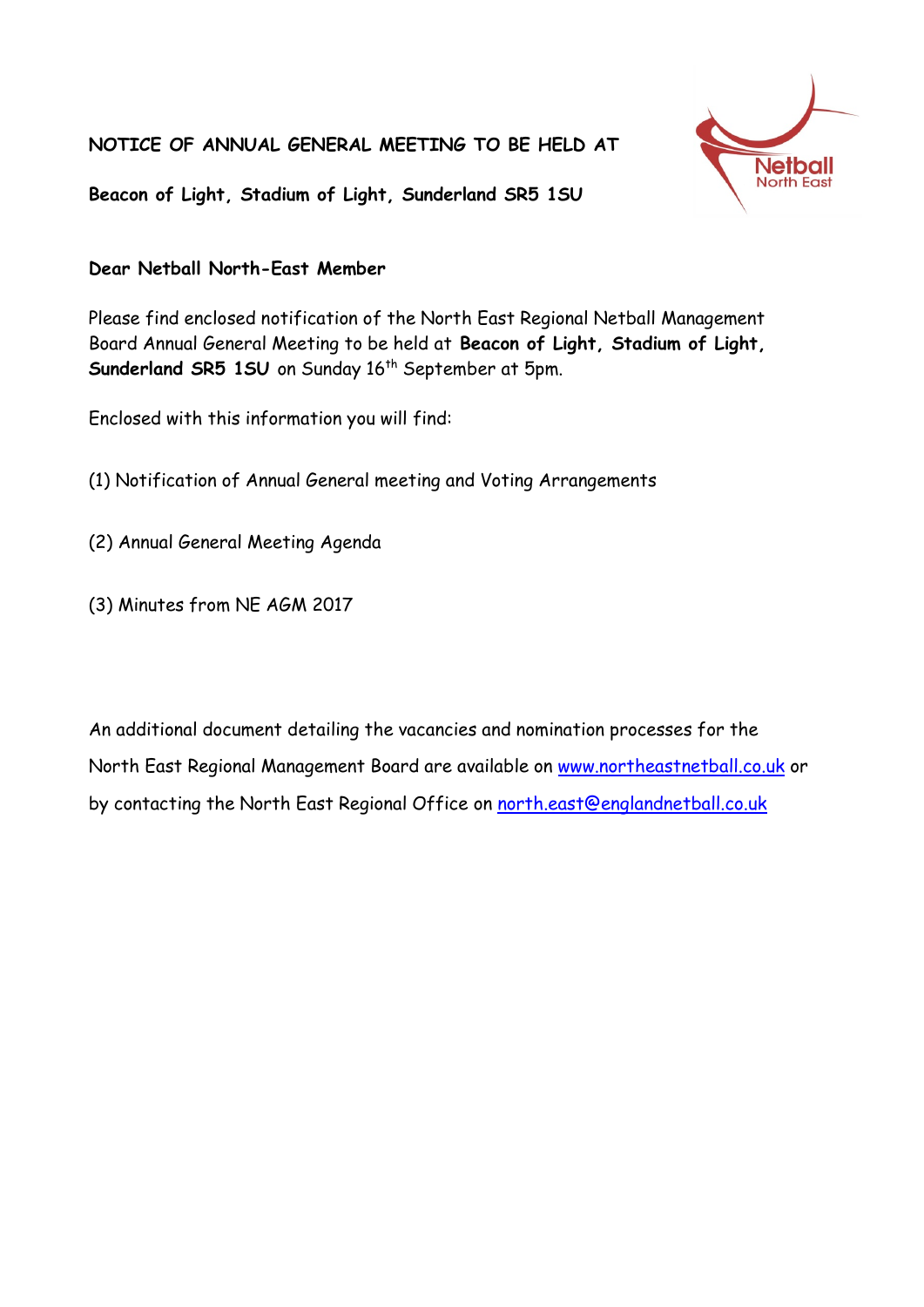**NOTICE OF ANNUAL GENERAL MEETING TO BE HELD AT**

**Beacon of Light, Stadium of Light, Sunderland SR5 1SU**

**Dear Netball North-East Member**

Please find enclosed notification of the North East Regional Netball Management Board Annual General Meeting to be held at **Beacon of Light, Stadium of Light, Sunderland SR5 1SU** on Sunday 16th September at 5pm.

Enclosed with this information you will find:

(1) Notification of Annual General meeting and Voting Arrangements

(2) Annual General Meeting Agenda

(3) Minutes from NE AGM 2017

An additional document detailing the vacancies and nomination processes for the North East Regional Management Board are available on www.northeastnetball.co.uk or by contacting the North East Regional Office on north.east@englandnetball.co.uk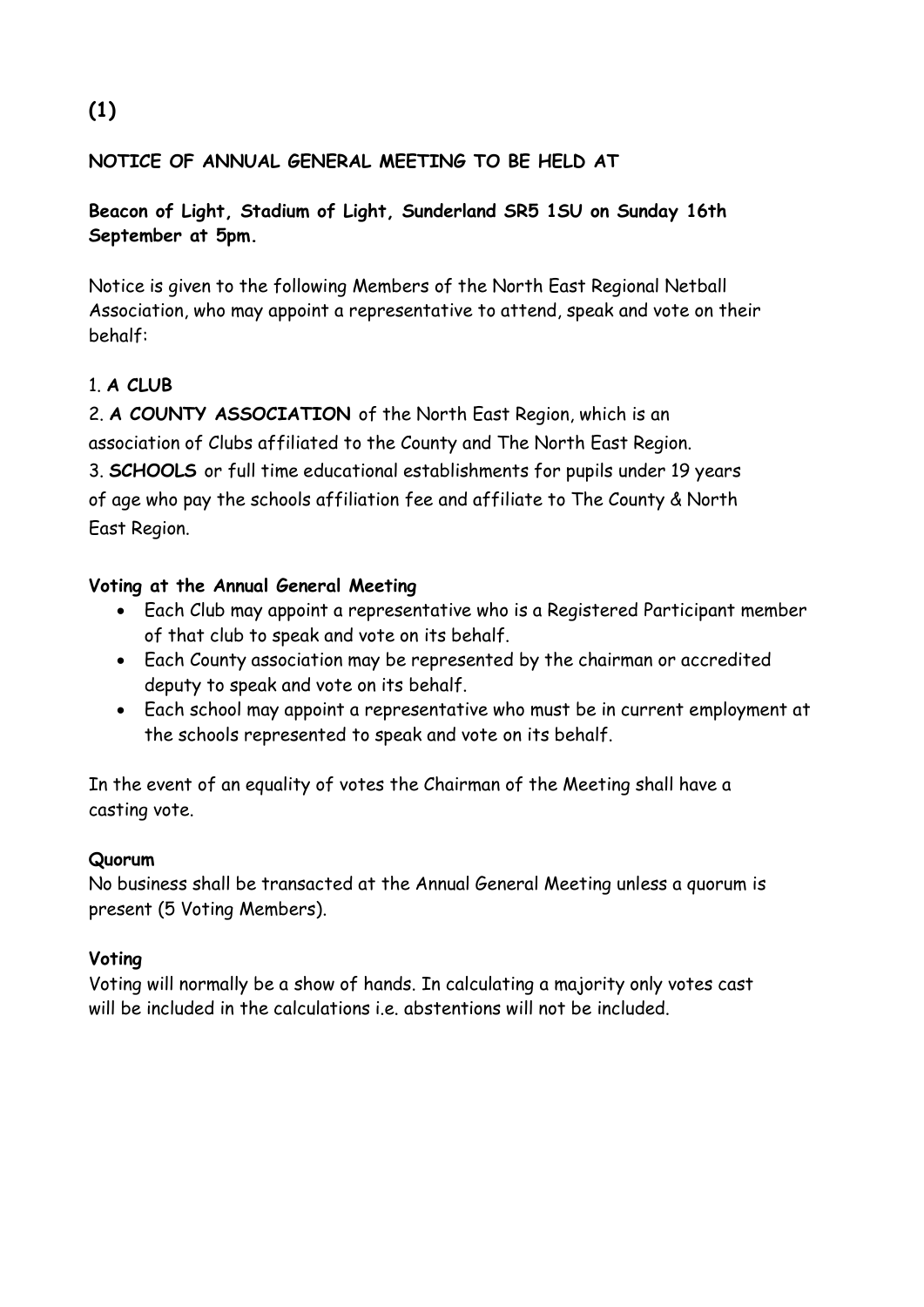# (1)

**NOTICE OF ANNUAL GENERAL MEETING TO BE HELD AT**

**Beacon of Light, Stadium of Light, Sunderland SR5 1SU on Sunday 16th September at 5pm.**

Notice is given to the following Members of the North East Regional Netball Association, who may appoint a representative to attend, speak and vote on their behalf:

1. **A CLUB**
2. **A COUNTY ASSOCIATION** of the North East Region, which is an association of Clubs affiliated to the County and The North East Region.
3. **SCHOOLS** or full time educational establishments for pupils under 19 years of age who pay the schools affiliation fee and affiliate to The County & North East Region.

**Voting at the Annual General Meeting**

- Each Club may appoint a representative who is a Registered Participant member of that club to speak and vote on its behalf.
- Each County association may be represented by the chairman or accredited deputy to speak and vote on its behalf.
- Each school may appoint a representative who must be in current employment at the schools represented to speak and vote on its behalf.

In the event of an equality of votes the Chairman of the Meeting shall have a casting vote.

**Quorum**

No business shall be transacted at the Annual General Meeting unless a quorum is present (5 Voting Members).

**Voting**

Voting will normally be a show of hands. In calculating a majority only votes cast will be included in the calculations i.e. abstentions will not be included.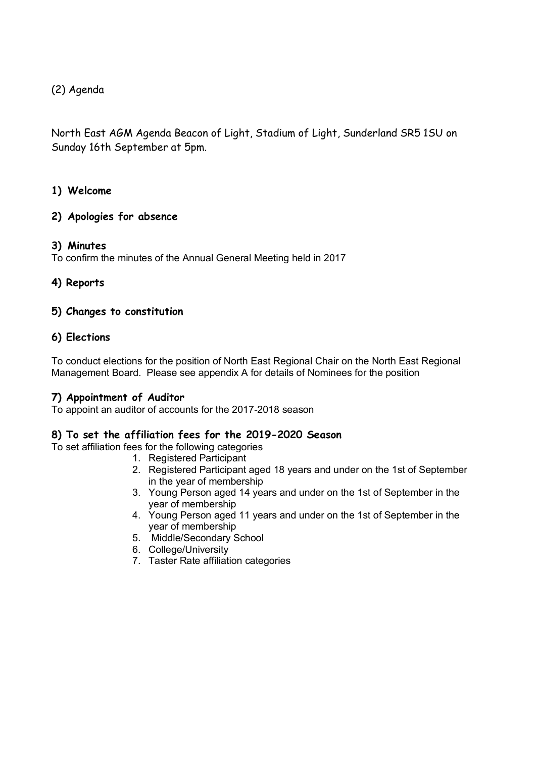(2) Agenda

North East AGM Agenda Beacon of Light, Stadium of Light, Sunderland SR5 1SU on Sunday 16th September at 5pm.

## 1) Welcome

## 2) Apologies for absence

## 3) Minutes

To confirm the minutes of the Annual General Meeting held in 2017

## 4) Reports

## 5) Changes to constitution

## 6) Elections

To conduct elections for the position of North East Regional Chair on the North East Regional Management Board. Please see appendix A for details of Nominees for the position

## 7) Appointment of Auditor

To appoint an auditor of accounts for the 2017-2018 season

## 8) To set the affiliation fees for the 2019-2020 Season

To set affiliation fees for the following categories

1. Registered Participant
2. Registered Participant aged 18 years and under on the 1st of September in the year of membership
3. Young Person aged 14 years and under on the 1st of September in the year of membership
4. Young Person aged 11 years and under on the 1st of September in the year of membership
5. Middle/Secondary School
6. College/University
7. Taster Rate affiliation categories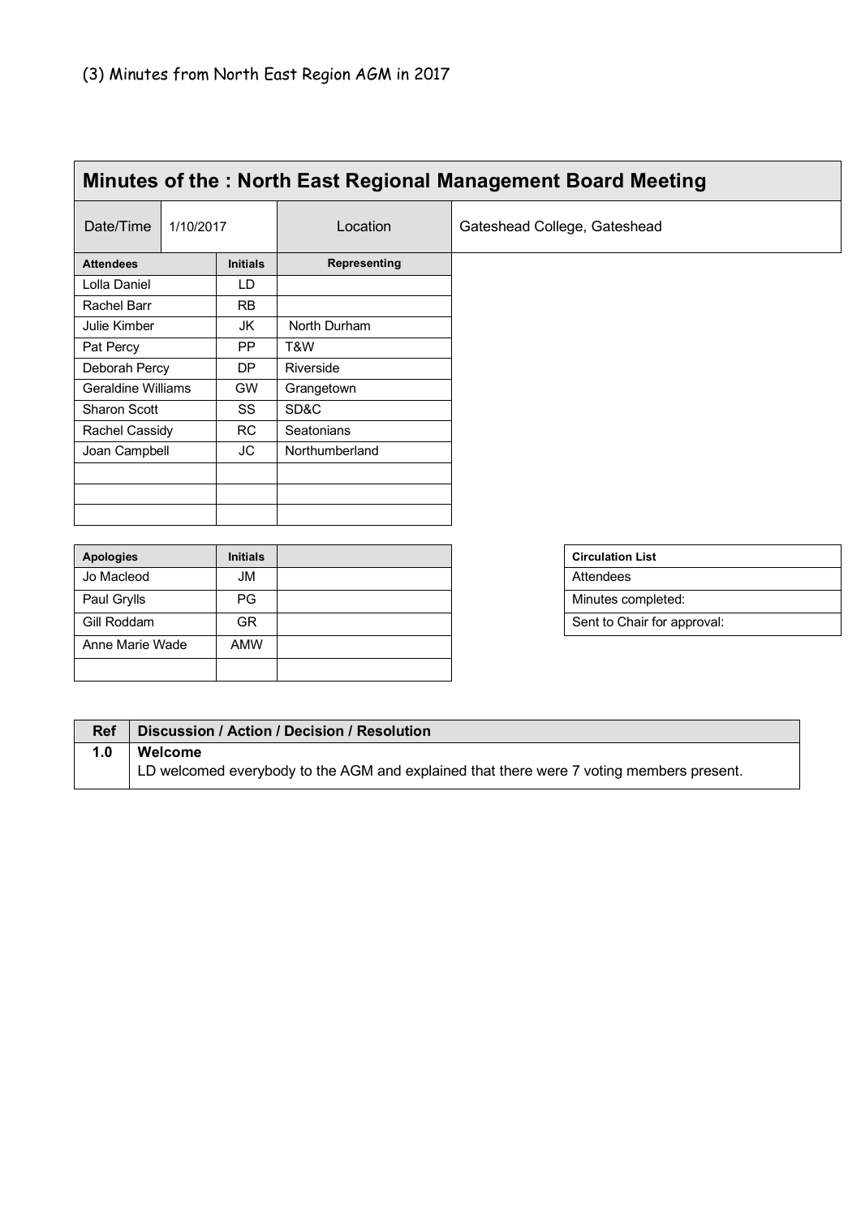(3) Minutes from North East Region AGM in 2017

## Minutes of the : North East Regional Management Board Meeting

| Date/Time | 1/10/2017 | Location | Gateshead College, Gateshead |
|---|---|---|---|

| Attendees | Initials | Representing |
|---|---|---|
| Lolla Daniel | LD | |
| Rachel Barr | RB | |
| Julie Kimber | JK | North Durham |
| Pat Percy | PP | T&W |
| Deborah Percy | DP | Riverside |
| Geraldine Williams | GW | Grangetown |
| Sharon Scott | SS | SD&C |
| Rachel Cassidy | RC | Seatonians |
| Joan Campbell | JC | Northumberland |
| | | |
| | | |
| | | |

| Apologies | Initials | |
|---|---|---|
| Jo Macleod | JM | |
| Paul Grylls | PG | |
| Gill Roddam | GR | |
| Anne Marie Wade | AMW | |
| | | |

| Circulation List |
|---|
| Attendees |
| Minutes completed: |
| Sent to Chair for approval: |

| Ref | Discussion / Action / Decision / Resolution |
|---|---|
| 1.0 | **Welcome**<br>LD welcomed everybody to the AGM and explained that there were 7 voting members present. |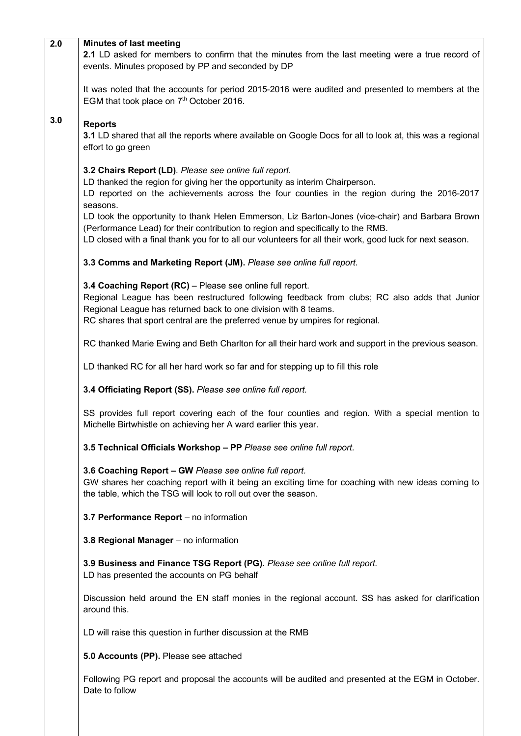| | |
|---|---|
| **2.0** | **Minutes of last meeting**<br>**2.1** LD asked for members to confirm that the minutes from the last meeting were a true record of events. Minutes proposed by PP and seconded by DP<br><br>It was noted that the accounts for period 2015-2016 were audited and presented to members at the EGM that took place on 7th October 2016. |
| **3.0** | **Reports**<br>**3.1** LD shared that all the reports where available on Google Docs for all to look at, this was a regional effort to go green<br><br>**3.2 Chairs Report (LD)**. *Please see online full report.*<br>LD thanked the region for giving her the opportunity as interim Chairperson.<br>LD reported on the achievements across the four counties in the region during the 2016-2017 seasons.<br>LD took the opportunity to thank Helen Emmerson, Liz Barton-Jones (vice-chair) and Barbara Brown (Performance Lead) for their contribution to region and specifically to the RMB.<br>LD closed with a final thank you for to all our volunteers for all their work, good luck for next season.<br><br>**3.3 Comms and Marketing Report (JM).** *Please see online full report.*<br><br>**3.4 Coaching Report (RC)** – Please see online full report.<br>Regional League has been restructured following feedback from clubs; RC also adds that Junior Regional League has returned back to one division with 8 teams.<br>RC shares that sport central are the preferred venue by umpires for regional.<br><br>RC thanked Marie Ewing and Beth Charlton for all their hard work and support in the previous season.<br><br>LD thanked RC for all her hard work so far and for stepping up to fill this role<br><br>**3.4 Officiating Report (SS).** *Please see online full report.*<br><br>SS provides full report covering each of the four counties and region. With a special mention to Michelle Birtwhistle on achieving her A ward earlier this year.<br><br>**3.5 Technical Officials Workshop – PP** *Please see online full report.*<br><br>**3.6 Coaching Report – GW** *Please see online full report.*<br>GW shares her coaching report with it being an exciting time for coaching with new ideas coming to the table, which the TSG will look to roll out over the season.<br><br>**3.7 Performance Report** – no information<br><br>**3.8 Regional Manager** – no information<br><br>**3.9 Business and Finance TSG Report (PG).** *Please see online full report.*<br>LD has presented the accounts on PG behalf<br><br>Discussion held around the EN staff monies in the regional account. SS has asked for clarification around this.<br><br>LD will raise this question in further discussion at the RMB<br><br>**5.0 Accounts (PP).** Please see attached<br><br>Following PG report and proposal the accounts will be audited and presented at the EGM in October. Date to follow |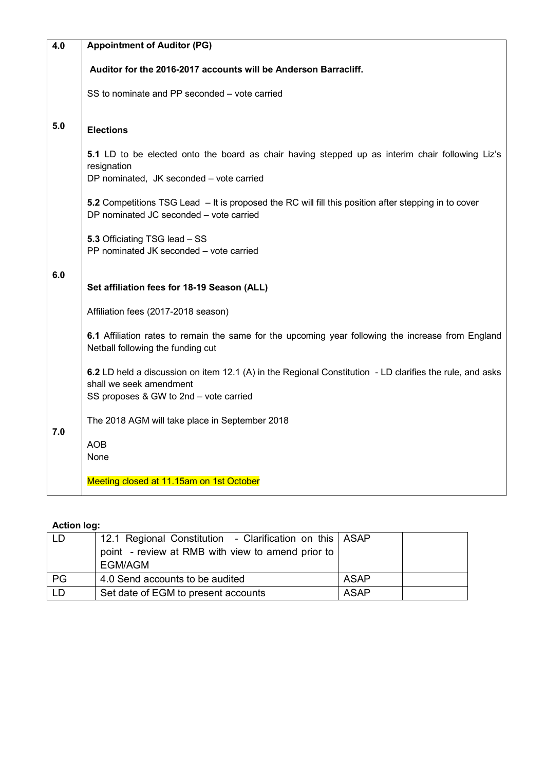| | |
|---|---|
| **4.0** | **Appointment of Auditor (PG)**<br><br>**Auditor for the 2016-2017 accounts will be Anderson Barracliff.**<br><br>SS to nominate and PP seconded – vote carried |
| **5.0** | **Elections**<br><br>**5.1** LD to be elected onto the board as chair having stepped up as interim chair following Liz's resignation<br>DP nominated, JK seconded – vote carried<br><br>**5.2** Competitions TSG Lead – It is proposed the RC will fill this position after stepping in to cover<br>DP nominated JC seconded – vote carried<br><br>**5.3** Officiating TSG lead – SS<br>PP nominated JK seconded – vote carried |
| **6.0** | **Set affiliation fees for 18-19 Season (ALL)**<br><br>Affiliation fees (2017-2018 season)<br><br>**6.1** Affiliation rates to remain the same for the upcoming year following the increase from England Netball following the funding cut<br><br>**6.2** LD held a discussion on item 12.1 (A) in the Regional Constitution - LD clarifies the rule, and asks shall we seek amendment<br>SS proposes & GW to 2nd – vote carried<br><br>The 2018 AGM will take place in September 2018 |
| **7.0** | AOB<br>None<br><br>Meeting closed at 11.15am on 1st October |

**Action log:**

| | | | |
|---|---|---|---|
| LD | 12.1 Regional Constitution - Clarification on this point - review at RMB with view to amend prior to EGM/AGM | ASAP | |
| PG | 4.0 Send accounts to be audited | ASAP | |
| LD | Set date of EGM to present accounts | ASAP | |